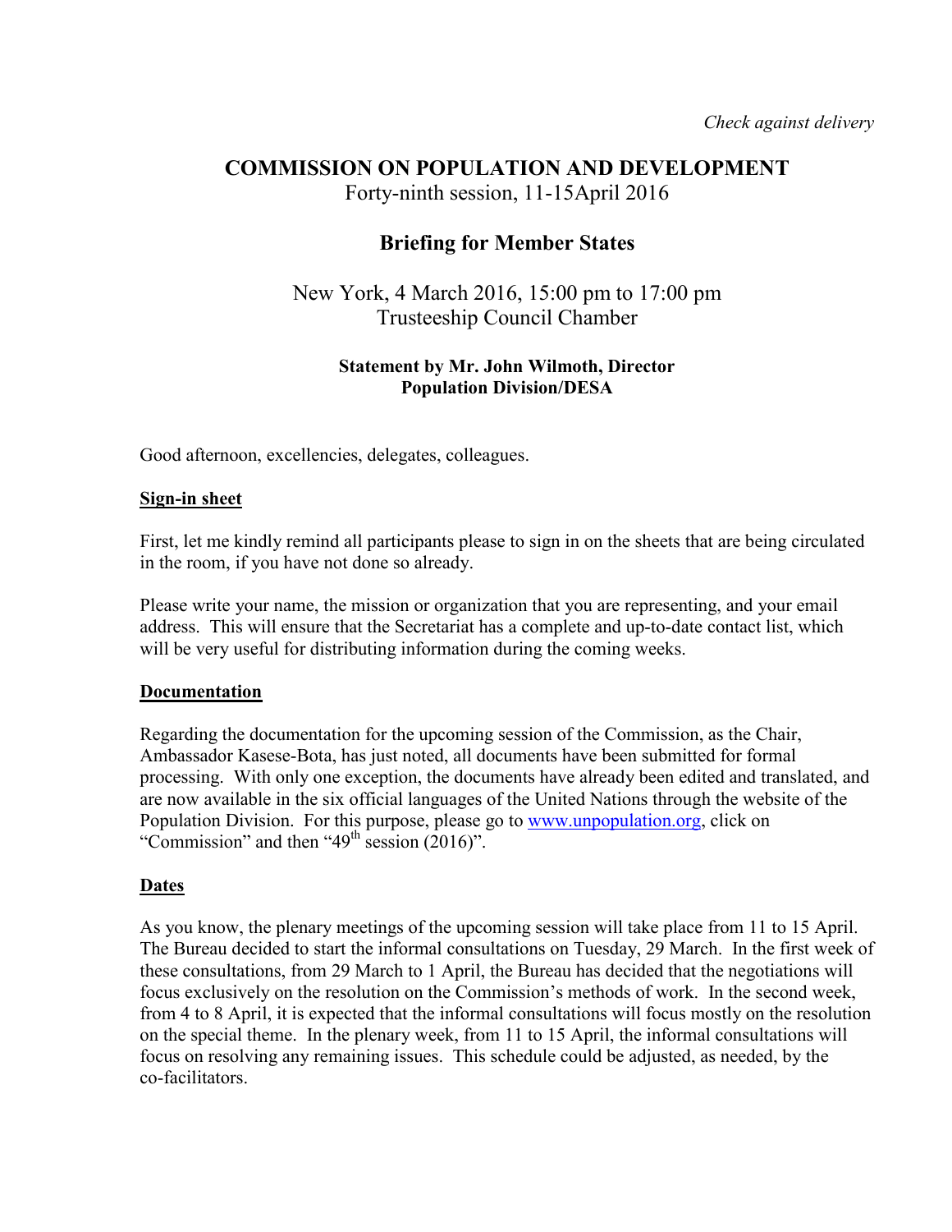*Check against delivery*

# COMMISSION ON POPULATION AND DEVELOPMENT

Forty-ninth session, 11-15April 2016

## Briefing for Member States

New York, 4 March 2016, 15:00 pm to 17:00 pm
Trusteeship Council Chamber

**Statement by Mr. John Wilmoth, Director**
**Population Division/DESA**

Good afternoon, excellencies, delegates, colleagues.

**Sign-in sheet**

First, let me kindly remind all participants please to sign in on the sheets that are being circulated in the room, if you have not done so already.

Please write your name, the mission or organization that you are representing, and your email address. This will ensure that the Secretariat has a complete and up-to-date contact list, which will be very useful for distributing information during the coming weeks.

**Documentation**

Regarding the documentation for the upcoming session of the Commission, as the Chair, Ambassador Kasese-Bota, has just noted, all documents have been submitted for formal processing. With only one exception, the documents have already been edited and translated, and are now available in the six official languages of the United Nations through the website of the Population Division. For this purpose, please go to [www.unpopulation.org](http://www.unpopulation.org), click on "Commission" and then "49th session (2016)".

**Dates**

As you know, the plenary meetings of the upcoming session will take place from 11 to 15 April. The Bureau decided to start the informal consultations on Tuesday, 29 March. In the first week of these consultations, from 29 March to 1 April, the Bureau has decided that the negotiations will focus exclusively on the resolution on the Commission's methods of work. In the second week, from 4 to 8 April, it is expected that the informal consultations will focus mostly on the resolution on the special theme. In the plenary week, from 11 to 15 April, the informal consultations will focus on resolving any remaining issues. This schedule could be adjusted, as needed, by the co-facilitators.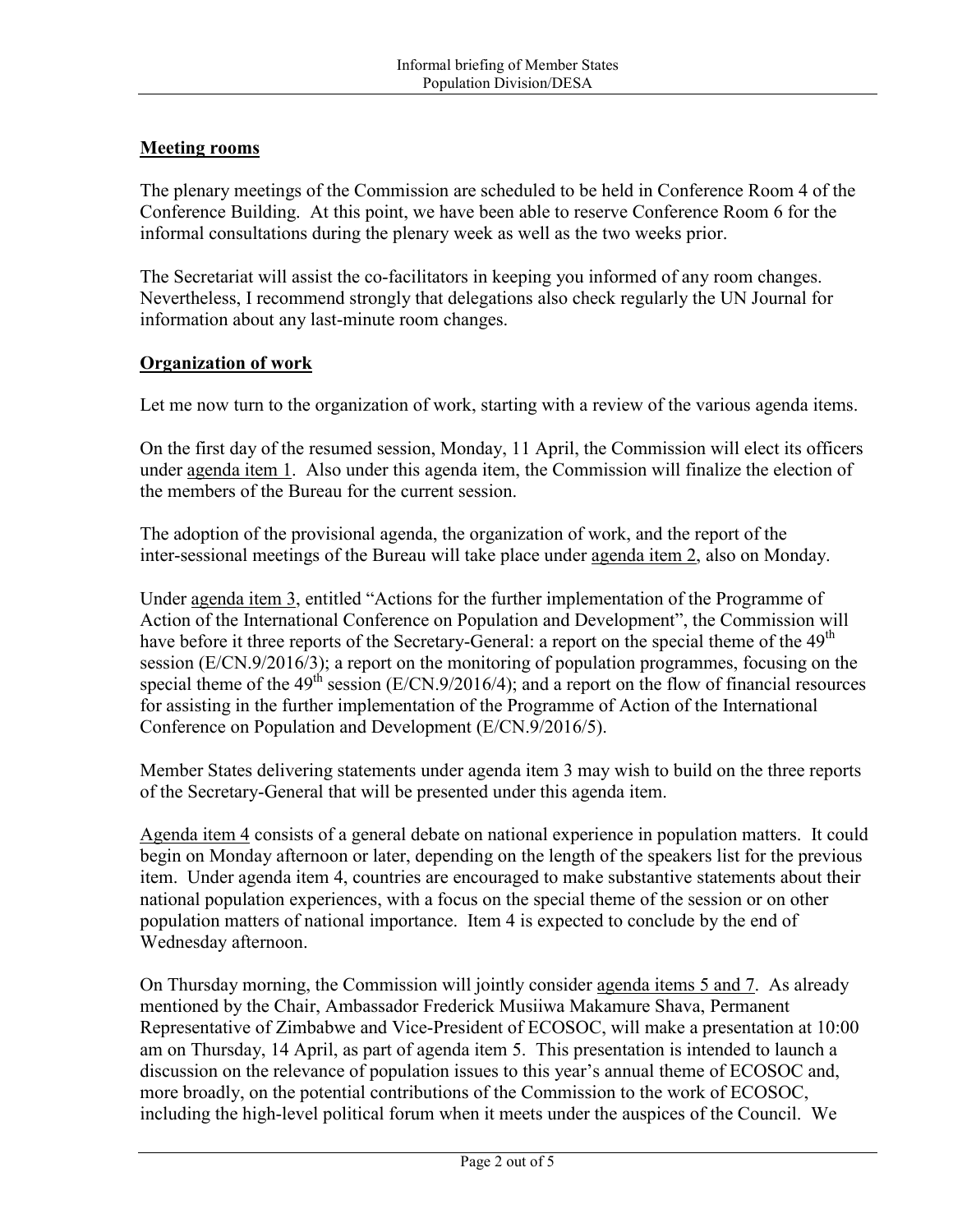**Meeting rooms**

The plenary meetings of the Commission are scheduled to be held in Conference Room 4 of the Conference Building. At this point, we have been able to reserve Conference Room 6 for the informal consultations during the plenary week as well as the two weeks prior.

The Secretariat will assist the co-facilitators in keeping you informed of any room changes. Nevertheless, I recommend strongly that delegations also check regularly the UN Journal for information about any last-minute room changes.

**Organization of work**

Let me now turn to the organization of work, starting with a review of the various agenda items.

On the first day of the resumed session, Monday, 11 April, the Commission will elect its officers under agenda item 1. Also under this agenda item, the Commission will finalize the election of the members of the Bureau for the current session.

The adoption of the provisional agenda, the organization of work, and the report of the inter-sessional meetings of the Bureau will take place under agenda item 2, also on Monday.

Under agenda item 3, entitled "Actions for the further implementation of the Programme of Action of the International Conference on Population and Development", the Commission will have before it three reports of the Secretary-General: a report on the special theme of the 49th session (E/CN.9/2016/3); a report on the monitoring of population programmes, focusing on the special theme of the 49th session (E/CN.9/2016/4); and a report on the flow of financial resources for assisting in the further implementation of the Programme of Action of the International Conference on Population and Development (E/CN.9/2016/5).

Member States delivering statements under agenda item 3 may wish to build on the three reports of the Secretary-General that will be presented under this agenda item.

Agenda item 4 consists of a general debate on national experience in population matters. It could begin on Monday afternoon or later, depending on the length of the speakers list for the previous item. Under agenda item 4, countries are encouraged to make substantive statements about their national population experiences, with a focus on the special theme of the session or on other population matters of national importance. Item 4 is expected to conclude by the end of Wednesday afternoon.

On Thursday morning, the Commission will jointly consider agenda items 5 and 7. As already mentioned by the Chair, Ambassador Frederick Musiiwa Makamure Shava, Permanent Representative of Zimbabwe and Vice-President of ECOSOC, will make a presentation at 10:00 am on Thursday, 14 April, as part of agenda item 5. This presentation is intended to launch a discussion on the relevance of population issues to this year's annual theme of ECOSOC and, more broadly, on the potential contributions of the Commission to the work of ECOSOC, including the high-level political forum when it meets under the auspices of the Council. We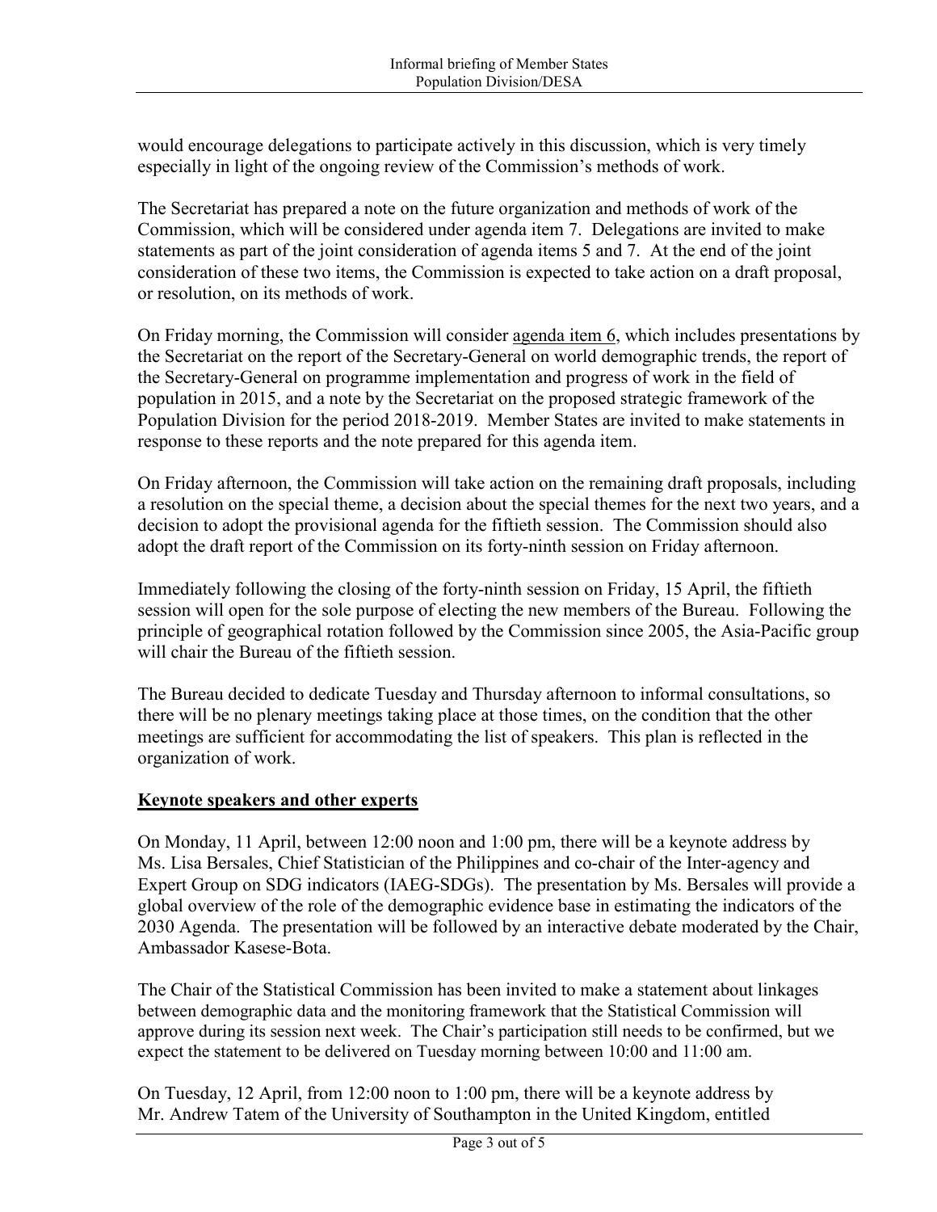would encourage delegations to participate actively in this discussion, which is very timely especially in light of the ongoing review of the Commission's methods of work.

The Secretariat has prepared a note on the future organization and methods of work of the Commission, which will be considered under agenda item 7. Delegations are invited to make statements as part of the joint consideration of agenda items 5 and 7. At the end of the joint consideration of these two items, the Commission is expected to take action on a draft proposal, or resolution, on its methods of work.

On Friday morning, the Commission will consider agenda item 6, which includes presentations by the Secretariat on the report of the Secretary-General on world demographic trends, the report of the Secretary-General on programme implementation and progress of work in the field of population in 2015, and a note by the Secretariat on the proposed strategic framework of the Population Division for the period 2018-2019. Member States are invited to make statements in response to these reports and the note prepared for this agenda item.

On Friday afternoon, the Commission will take action on the remaining draft proposals, including a resolution on the special theme, a decision about the special themes for the next two years, and a decision to adopt the provisional agenda for the fiftieth session. The Commission should also adopt the draft report of the Commission on its forty-ninth session on Friday afternoon.

Immediately following the closing of the forty-ninth session on Friday, 15 April, the fiftieth session will open for the sole purpose of electing the new members of the Bureau. Following the principle of geographical rotation followed by the Commission since 2005, the Asia-Pacific group will chair the Bureau of the fiftieth session.

The Bureau decided to dedicate Tuesday and Thursday afternoon to informal consultations, so there will be no plenary meetings taking place at those times, on the condition that the other meetings are sufficient for accommodating the list of speakers. This plan is reflected in the organization of work.

## Keynote speakers and other experts

On Monday, 11 April, between 12:00 noon and 1:00 pm, there will be a keynote address by Ms. Lisa Bersales, Chief Statistician of the Philippines and co-chair of the Inter-agency and Expert Group on SDG indicators (IAEG-SDGs). The presentation by Ms. Bersales will provide a global overview of the role of the demographic evidence base in estimating the indicators of the 2030 Agenda. The presentation will be followed by an interactive debate moderated by the Chair, Ambassador Kasese-Bota.

The Chair of the Statistical Commission has been invited to make a statement about linkages between demographic data and the monitoring framework that the Statistical Commission will approve during its session next week. The Chair's participation still needs to be confirmed, but we expect the statement to be delivered on Tuesday morning between 10:00 and 11:00 am.

On Tuesday, 12 April, from 12:00 noon to 1:00 pm, there will be a keynote address by Mr. Andrew Tatem of the University of Southampton in the United Kingdom, entitled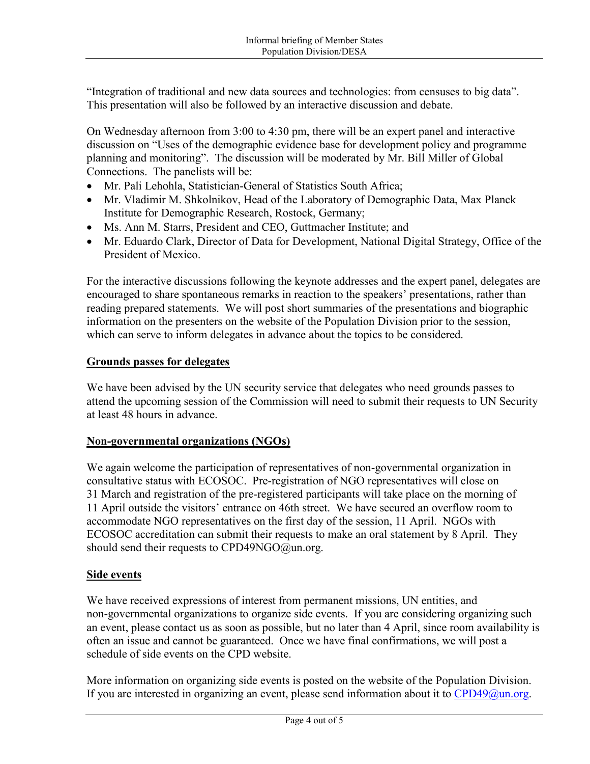"Integration of traditional and new data sources and technologies: from censuses to big data". This presentation will also be followed by an interactive discussion and debate.

On Wednesday afternoon from 3:00 to 4:30 pm, there will be an expert panel and interactive discussion on "Uses of the demographic evidence base for development policy and programme planning and monitoring". The discussion will be moderated by Mr. Bill Miller of Global Connections. The panelists will be:

- Mr. Pali Lehohla, Statistician-General of Statistics South Africa;
- Mr. Vladimir M. Shkolnikov, Head of the Laboratory of Demographic Data, Max Planck Institute for Demographic Research, Rostock, Germany;
- Ms. Ann M. Starrs, President and CEO, Guttmacher Institute; and
- Mr. Eduardo Clark, Director of Data for Development, National Digital Strategy, Office of the President of Mexico.

For the interactive discussions following the keynote addresses and the expert panel, delegates are encouraged to share spontaneous remarks in reaction to the speakers' presentations, rather than reading prepared statements. We will post short summaries of the presentations and biographic information on the presenters on the website of the Population Division prior to the session, which can serve to inform delegates in advance about the topics to be considered.

## Grounds passes for delegates

We have been advised by the UN security service that delegates who need grounds passes to attend the upcoming session of the Commission will need to submit their requests to UN Security at least 48 hours in advance.

## Non-governmental organizations (NGOs)

We again welcome the participation of representatives of non-governmental organization in consultative status with ECOSOC. Pre-registration of NGO representatives will close on 31 March and registration of the pre-registered participants will take place on the morning of 11 April outside the visitors' entrance on 46th street. We have secured an overflow room to accommodate NGO representatives on the first day of the session, 11 April. NGOs with ECOSOC accreditation can submit their requests to make an oral statement by 8 April. They should send their requests to CPD49NGO@un.org.

## Side events

We have received expressions of interest from permanent missions, UN entities, and non-governmental organizations to organize side events. If you are considering organizing such an event, please contact us as soon as possible, but no later than 4 April, since room availability is often an issue and cannot be guaranteed. Once we have final confirmations, we will post a schedule of side events on the CPD website.

More information on organizing side events is posted on the website of the Population Division. If you are interested in organizing an event, please send information about it to CPD49@un.org.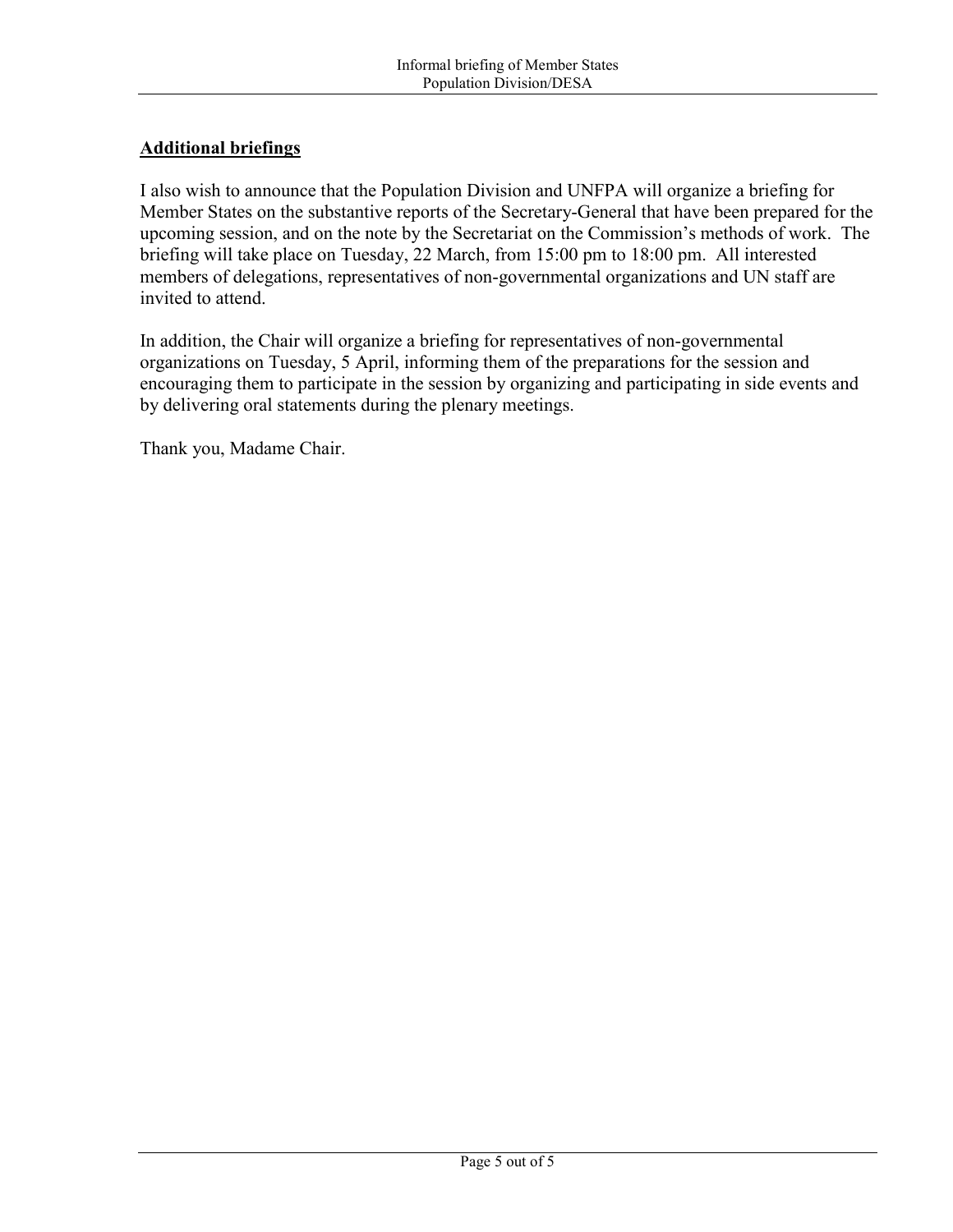## **Additional briefings**

I also wish to announce that the Population Division and UNFPA will organize a briefing for Member States on the substantive reports of the Secretary-General that have been prepared for the upcoming session, and on the note by the Secretariat on the Commission's methods of work. The briefing will take place on Tuesday, 22 March, from 15:00 pm to 18:00 pm. All interested members of delegations, representatives of non-governmental organizations and UN staff are invited to attend.

In addition, the Chair will organize a briefing for representatives of non-governmental organizations on Tuesday, 5 April, informing them of the preparations for the session and encouraging them to participate in the session by organizing and participating in side events and by delivering oral statements during the plenary meetings.

Thank you, Madame Chair.